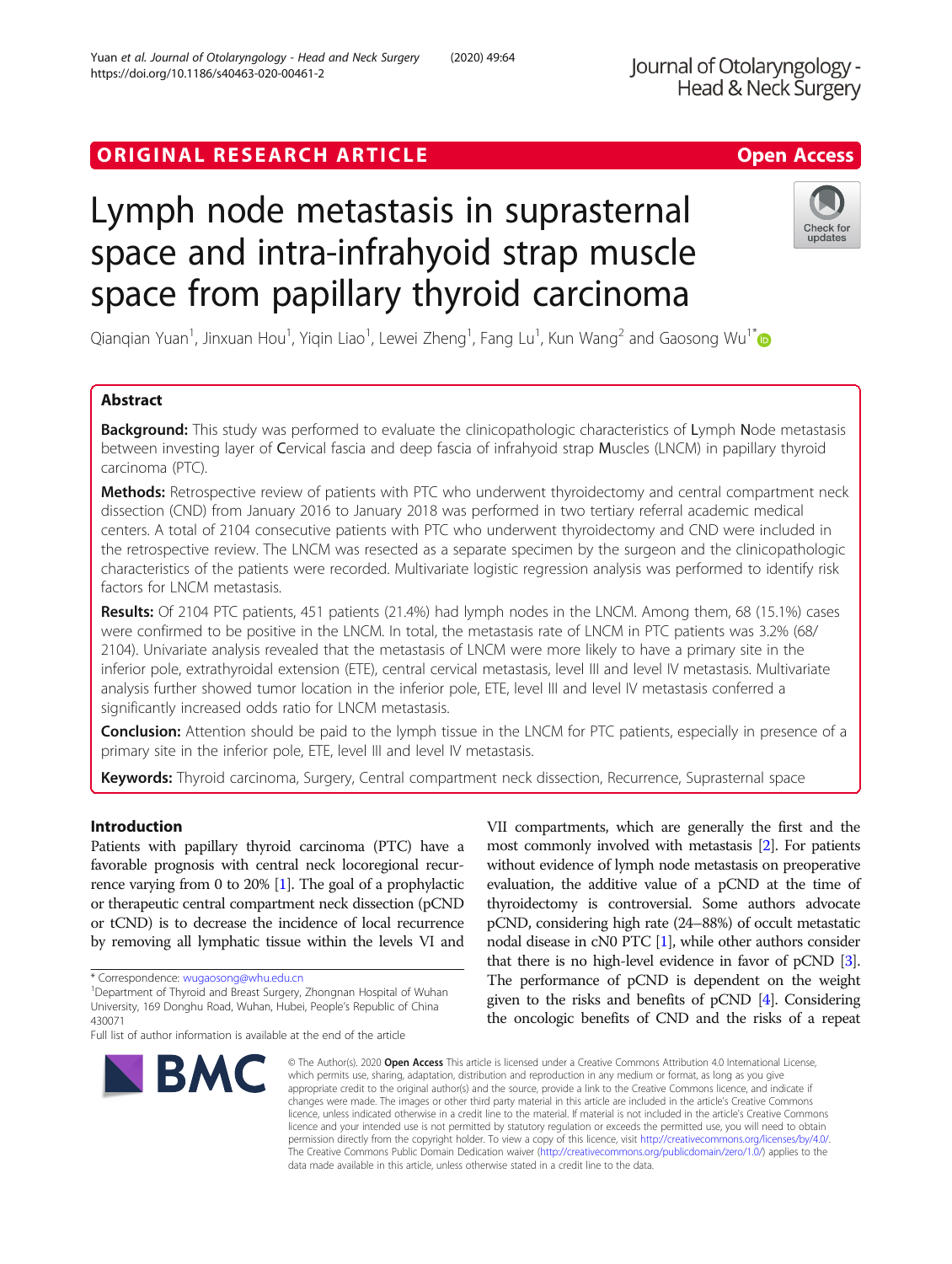ORIGINAL RESEARCH ARTICLE

Open Access

# Lymph node metastasis in suprasternal space and intra-infrahyoid strap muscle space from papillary thyroid carcinoma

Qianqian Yuan[1], Jinxuan Hou[1], Yiqin Liao[1], Lewei Zheng[1], Fang Lu[1], Kun Wang[2] and Gaosong Wu[1*]

## Abstract

**Background:** This study was performed to evaluate the clinicopathologic characteristics of Lymph Node metastasis between investing layer of Cervical fascia and deep fascia of infrahyoid strap Muscles (LNCM) in papillary thyroid carcinoma (PTC).

**Methods:** Retrospective review of patients with PTC who underwent thyroidectomy and central compartment neck dissection (CND) from January 2016 to January 2018 was performed in two tertiary referral academic medical centers. A total of 2104 consecutive patients with PTC who underwent thyroidectomy and CND were included in the retrospective review. The LNCM was resected as a separate specimen by the surgeon and the clinicopathologic characteristics of the patients were recorded. Multivariate logistic regression analysis was performed to identify risk factors for LNCM metastasis.

**Results:** Of 2104 PTC patients, 451 patients (21.4%) had lymph nodes in the LNCM. Among them, 68 (15.1%) cases were confirmed to be positive in the LNCM. In total, the metastasis rate of LNCM in PTC patients was 3.2% (68/2104). Univariate analysis revealed that the metastasis of LNCM were more likely to have a primary site in the inferior pole, extrathyroidal extension (ETE), central cervical metastasis, level III and level IV metastasis. Multivariate analysis further showed tumor location in the inferior pole, ETE, level III and level IV metastasis conferred a significantly increased odds ratio for LNCM metastasis.

**Conclusion:** Attention should be paid to the lymph tissue in the LNCM for PTC patients, especially in presence of a primary site in the inferior pole, ETE, level III and level IV metastasis.

**Keywords:** Thyroid carcinoma, Surgery, Central compartment neck dissection, Recurrence, Suprasternal space

## Introduction

Patients with papillary thyroid carcinoma (PTC) have a favorable prognosis with central neck locoregional recurrence varying from 0 to 20% [1]. The goal of a prophylactic or therapeutic central compartment neck dissection (pCND or tCND) is to decrease the incidence of local recurrence by removing all lymphatic tissue within the levels VI and VII compartments, which are generally the first and the most commonly involved with metastasis [2]. For patients without evidence of lymph node metastasis on preoperative evaluation, the additive value of a pCND at the time of thyroidectomy is controversial. Some authors advocate pCND, considering high rate (24–88%) of occult metastatic nodal disease in cN0 PTC [1], while other authors consider that there is no high-level evidence in favor of pCND [3]. The performance of pCND is dependent on the weight given to the risks and benefits of pCND [4]. Considering the oncologic benefits of CND and the risks of a repeat

* Correspondence: wugaosong@whu.edu.cn
[1] Department of Thyroid and Breast Surgery, Zhongnan Hospital of Wuhan University, 169 Donghu Road, Wuhan, Hubei, People's Republic of China 430071
Full list of author information is available at the end of the article

© The Author(s). 2020 **Open Access** This article is licensed under a Creative Commons Attribution 4.0 International License, which permits use, sharing, adaptation, distribution and reproduction in any medium or format, as long as you give appropriate credit to the original author(s) and the source, provide a link to the Creative Commons licence, and indicate if changes were made. The images or other third party material in this article are included in the article's Creative Commons licence, unless indicated otherwise in a credit line to the material. If material is not included in the article's Creative Commons licence and your intended use is not permitted by statutory regulation or exceeds the permitted use, you will need to obtain permission directly from the copyright holder. To view a copy of this licence, visit http://creativecommons.org/licenses/by/4.0/. The Creative Commons Public Domain Dedication waiver (http://creativecommons.org/publicdomain/zero/1.0/) applies to the data made available in this article, unless otherwise stated in a credit line to the data.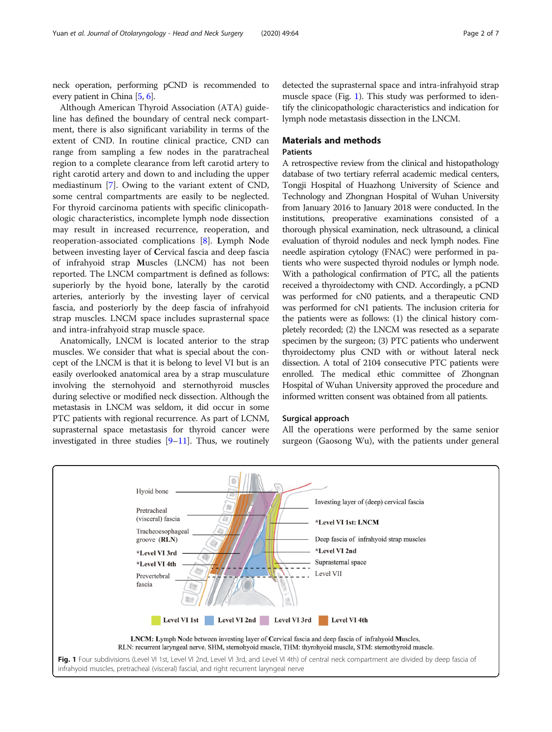neck operation, performing pCND is recommended to every patient in China [5, 6].

Although American Thyroid Association (ATA) guideline has defined the boundary of central neck compartment, there is also significant variability in terms of the extent of CND. In routine clinical practice, CND can range from sampling a few nodes in the paratracheal region to a complete clearance from left carotid artery to right carotid artery and down to and including the upper mediastinum [7]. Owing to the variant extent of CND, some central compartments are easily to be neglected. For thyroid carcinoma patients with specific clinicopathologic characteristics, incomplete lymph node dissection may result in increased recurrence, reoperation, and reoperation-associated complications [8]. **L**ymph **N**ode between investing layer of **C**ervical fascia and deep fascia of infrahyoid strap **M**uscles (LNCM) has not been reported. The LNCM compartment is defined as follows: superiorly by the hyoid bone, laterally by the carotid arteries, anteriorly by the investing layer of cervical fascia, and posteriorly by the deep fascia of infrahyoid strap muscles. LNCM space includes suprasternal space and intra-infrahyoid strap muscle space.

Anatomically, LNCM is located anterior to the strap muscles. We consider that what is special about the concept of the LNCM is that it is belong to level VI but is an easily overlooked anatomical area by a strap musculature involving the sternohyoid and sternothyroid muscles during selective or modified neck dissection. Although the metastasis in LNCM was seldom, it did occur in some PTC patients with regional recurrence. As part of LCNM, suprasternal space metastasis for thyroid cancer were investigated in three studies [9–11]. Thus, we routinely detected the suprasternal space and intra-infrahyoid strap muscle space (Fig. 1). This study was performed to identify the clinicopathologic characteristics and indication for lymph node metastasis dissection in the LNCM.

## Materials and methods

### Patients

A retrospective review from the clinical and histopathology database of two tertiary referral academic medical centers, Tongji Hospital of Huazhong University of Science and Technology and Zhongnan Hospital of Wuhan University from January 2016 to January 2018 were conducted. In the institutions, preoperative examinations consisted of a thorough physical examination, neck ultrasound, a clinical evaluation of thyroid nodules and neck lymph nodes. Fine needle aspiration cytology (FNAC) were performed in patients who were suspected thyroid nodules or lymph node. With a pathological confirmation of PTC, all the patients received a thyroidectomy with CND. Accordingly, a pCND was performed for cN0 patients, and a therapeutic CND was performed for cN1 patients. The inclusion criteria for the patients were as follows: (1) the clinical history completely recorded; (2) the LNCM was resected as a separate specimen by the surgeon; (3) PTC patients who underwent thyroidectomy plus CND with or without lateral neck dissection. A total of 2104 consecutive PTC patients were enrolled. The medical ethic committee of Zhongnan Hospital of Wuhan University approved the procedure and informed written consent was obtained from all patients.

### Surgical approach

All the operations were performed by the same senior surgeon (Gaosong Wu), with the patients under general

Hyoid bone
Pretracheal (visceral) fascia
Tracheoesophageal groove (RLN)
*Level VI 3rd
*Level VI 4th
Prevertebral fascia
Investing layer of (deep) cervical fascia
*Level VI 1st: LNCM
Deep fascia of infrahyoid strap muscles
*Level VI 2nd
Suprasternal space
Level VII

Level VI 1st | Level VI 2nd | Level VI 3rd | Level VI 4th

**LNCM: L**ymph **N**ode between investing layer of **C**ervical fascia and deep fascia of infrahyoid **M**uscles,
RLN: recurrent laryngeal nerve, SHM, sternohyoid muscle, THM: thyrohyoid muscle, STM: sternothyroid muscle.

**Fig. 1** Four subdivisions (Level VI 1st, Level VI 2nd, Level VI 3rd, and Level VI 4th) of central neck compartment are divided by deep fascia of infrahyoid muscles, pretracheal (visceral) fascial, and right recurrent laryngeal nerve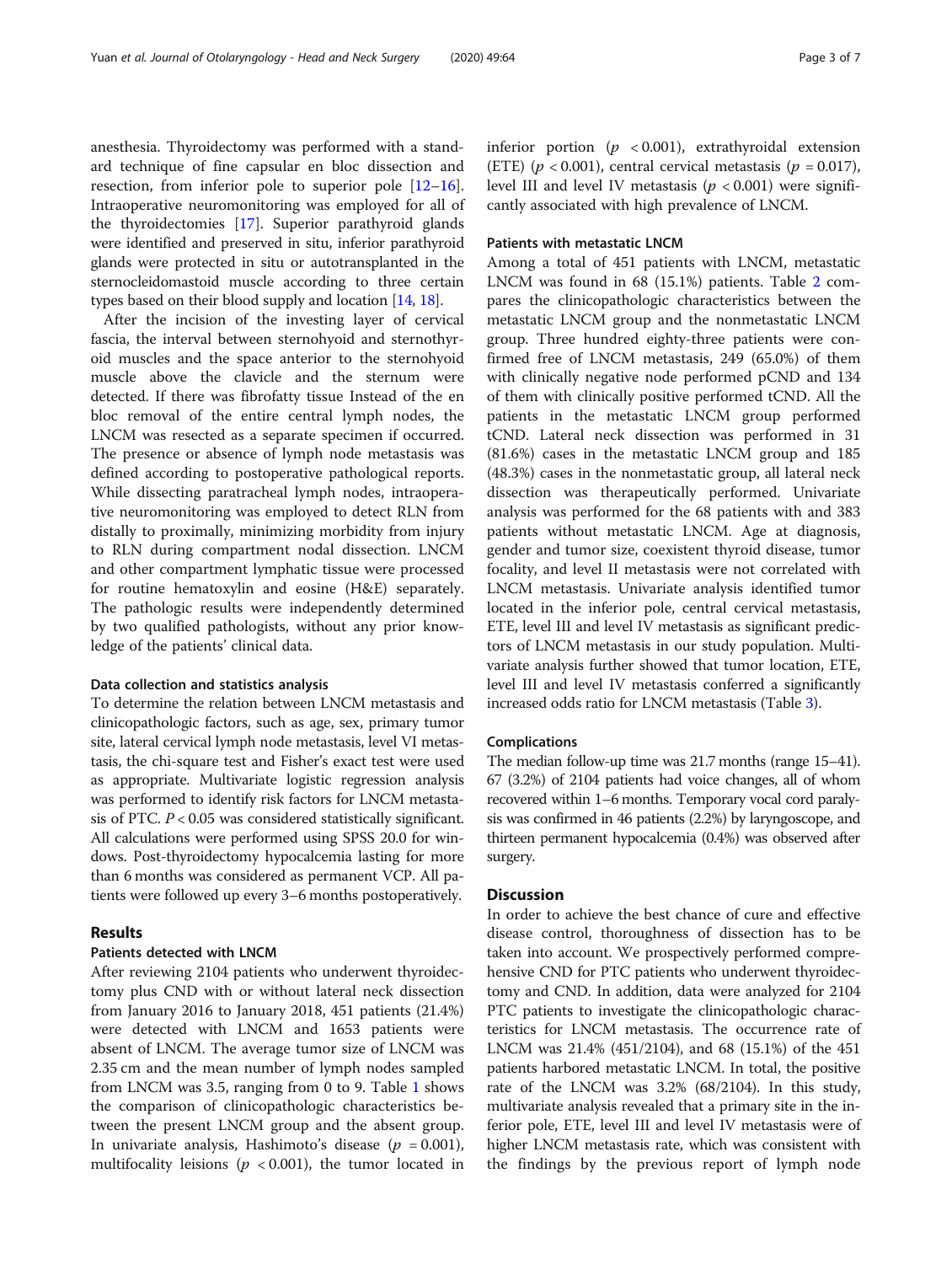anesthesia. Thyroidectomy was performed with a standard technique of fine capsular en bloc dissection and resection, from inferior pole to superior pole [12–16]. Intraoperative neuromonitoring was employed for all of the thyroidectomies [17]. Superior parathyroid glands were identified and preserved in situ, inferior parathyroid glands were protected in situ or autotransplanted in the sternocleidomastoid muscle according to three certain types based on their blood supply and location [14, 18].

After the incision of the investing layer of cervical fascia, the interval between sternohyoid and sternothyroid muscles and the space anterior to the sternohyoid muscle above the clavicle and the sternum were detected. If there was fibrofatty tissue Instead of the en bloc removal of the entire central lymph nodes, the LNCM was resected as a separate specimen if occurred. The presence or absence of lymph node metastasis was defined according to postoperative pathological reports. While dissecting paratracheal lymph nodes, intraoperative neuromonitoring was employed to detect RLN from distally to proximally, minimizing morbidity from injury to RLN during compartment nodal dissection. LNCM and other compartment lymphatic tissue were processed for routine hematoxylin and eosine (H&E) separately. The pathologic results were independently determined by two qualified pathologists, without any prior knowledge of the patients' clinical data.

### Data collection and statistics analysis

To determine the relation between LNCM metastasis and clinicopathologic factors, such as age, sex, primary tumor site, lateral cervical lymph node metastasis, level VI metastasis, the chi-square test and Fisher's exact test were used as appropriate. Multivariate logistic regression analysis was performed to identify risk factors for LNCM metastasis of PTC. $P < 0.05$ was considered statistically significant. All calculations were performed using SPSS 20.0 for windows. Post-thyroidectomy hypocalcemia lasting for more than 6 months was considered as permanent VCP. All patients were followed up every 3–6 months postoperatively.

## Results

### Patients detected with LNCM

After reviewing 2104 patients who underwent thyroidectomy plus CND with or without lateral neck dissection from January 2016 to January 2018, 451 patients (21.4%) were detected with LNCM and 1653 patients were absent of LNCM. The average tumor size of LNCM was 2.35 cm and the mean number of lymph nodes sampled from LNCM was 3.5, ranging from 0 to 9. Table 1 shows the comparison of clinicopathologic characteristics between the present LNCM group and the absent group. In univariate analysis, Hashimoto's disease ($p = 0.001$), multifocality leisions ($p < 0.001$), the tumor located in inferior portion ($p < 0.001$), extrathyroidal extension (ETE) ($p < 0.001$), central cervical metastasis ($p = 0.017$), level III and level IV metastasis ($p < 0.001$) were significantly associated with high prevalence of LNCM.

### Patients with metastatic LNCM

Among a total of 451 patients with LNCM, metastatic LNCM was found in 68 (15.1%) patients. Table 2 compares the clinicopathologic characteristics between the metastatic LNCM group and the nonmetastatic LNCM group. Three hundred eighty-three patients were confirmed free of LNCM metastasis, 249 (65.0%) of them with clinically negative node performed pCND and 134 of them with clinically positive performed tCND. All the patients in the metastatic LNCM group performed tCND. Lateral neck dissection was performed in 31 (81.6%) cases in the metastatic LNCM group and 185 (48.3%) cases in the nonmetastatic group, all lateral neck dissection was therapeutically performed. Univariate analysis was performed for the 68 patients with and 383 patients without metastatic LNCM. Age at diagnosis, gender and tumor size, coexistent thyroid disease, tumor focality, and level II metastasis were not correlated with LNCM metastasis. Univariate analysis identified tumor located in the inferior pole, central cervical metastasis, ETE, level III and level IV metastasis as significant predictors of LNCM metastasis in our study population. Multivariate analysis further showed that tumor location, ETE, level III and level IV metastasis conferred a significantly increased odds ratio for LNCM metastasis (Table 3).

### Complications

The median follow-up time was 21.7 months (range 15–41). 67 (3.2%) of 2104 patients had voice changes, all of whom recovered within 1–6 months. Temporary vocal cord paralysis was confirmed in 46 patients (2.2%) by laryngoscope, and thirteen permanent hypocalcemia (0.4%) was observed after surgery.

## Discussion

In order to achieve the best chance of cure and effective disease control, thoroughness of dissection has to be taken into account. We prospectively performed comprehensive CND for PTC patients who underwent thyroidectomy and CND. In addition, data were analyzed for 2104 PTC patients to investigate the clinicopathologic characteristics for LNCM metastasis. The occurrence rate of LNCM was 21.4% (451/2104), and 68 (15.1%) of the 451 patients harbored metastatic LNCM. In total, the positive rate of the LNCM was 3.2% (68/2104). In this study, multivariate analysis revealed that a primary site in the inferior pole, ETE, level III and level IV metastasis were of higher LNCM metastasis rate, which was consistent with the findings by the previous report of lymph node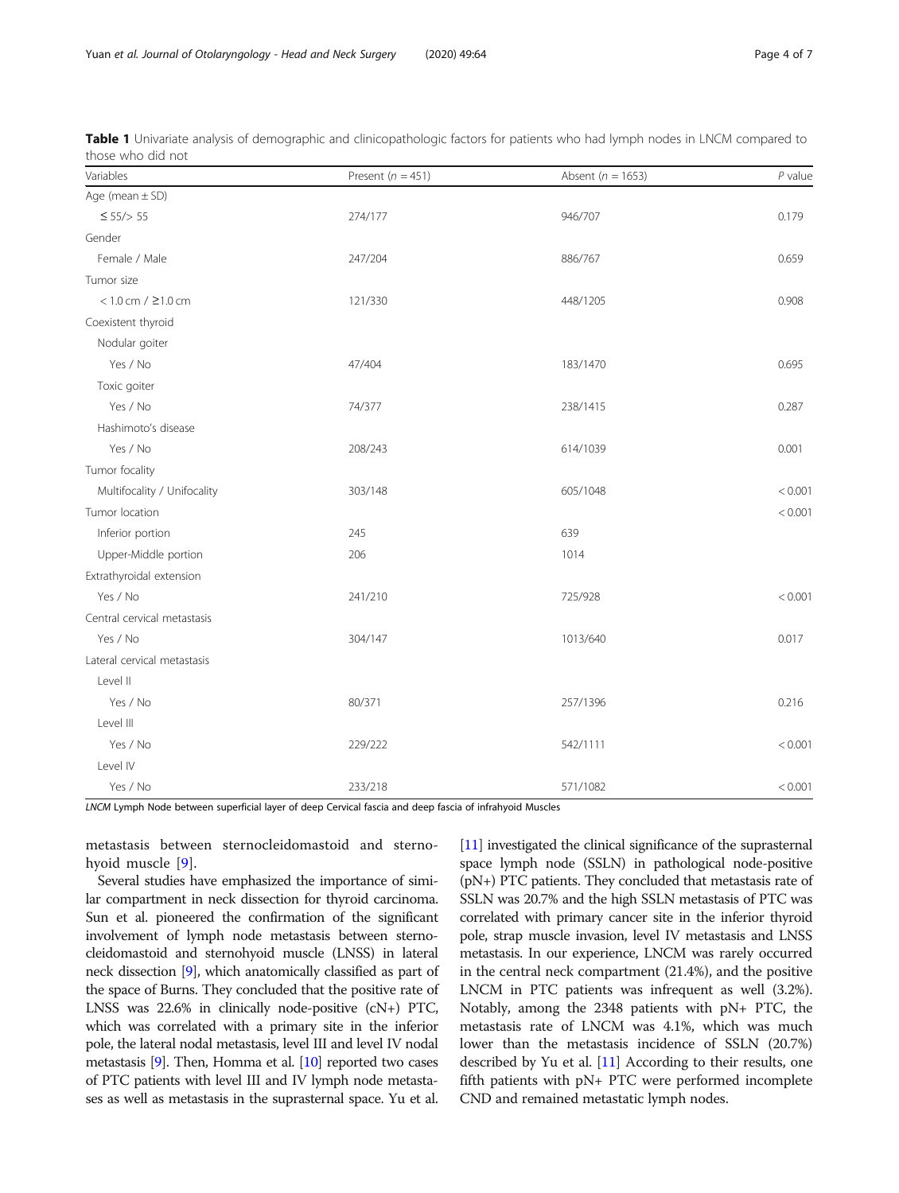**Table 1** Univariate analysis of demographic and clinicopathologic factors for patients who had lymph nodes in LNCM compared to those who did not

| Variables | Present (n = 451) | Absent (n = 1653) | P value |
|---|---|---|---|
| Age (mean ± SD) | | | |
| ≤ 55/> 55 | 274/177 | 946/707 | 0.179 |
| Gender | | | |
| Female / Male | 247/204 | 886/767 | 0.659 |
| Tumor size | | | |
| < 1.0 cm / ≥1.0 cm | 121/330 | 448/1205 | 0.908 |
| Coexistent thyroid | | | |
| Nodular goiter | | | |
| Yes / No | 47/404 | 183/1470 | 0.695 |
| Toxic goiter | | | |
| Yes / No | 74/377 | 238/1415 | 0.287 |
| Hashimoto's disease | | | |
| Yes / No | 208/243 | 614/1039 | 0.001 |
| Tumor focality | | | |
| Multifocality / Unifocality | 303/148 | 605/1048 | < 0.001 |
| Tumor location | | | < 0.001 |
| Inferior portion | 245 | 639 | |
| Upper-Middle portion | 206 | 1014 | |
| Extrathyroidal extension | | | |
| Yes / No | 241/210 | 725/928 | < 0.001 |
| Central cervical metastasis | | | |
| Yes / No | 304/147 | 1013/640 | 0.017 |
| Lateral cervical metastasis | | | |
| Level II | | | |
| Yes / No | 80/371 | 257/1396 | 0.216 |
| Level III | | | |
| Yes / No | 229/222 | 542/1111 | < 0.001 |
| Level IV | | | |
| Yes / No | 233/218 | 571/1082 | < 0.001 |

*LNCM* Lymph Node between superficial layer of deep Cervical fascia and deep fascia of infrahyoid Muscles

metastasis between sternocleidomastoid and sternohyoid muscle [9].

Several studies have emphasized the importance of similar compartment in neck dissection for thyroid carcinoma. Sun et al. pioneered the confirmation of the significant involvement of lymph node metastasis between sternocleidomastoid and sternohyoid muscle (LNSS) in lateral neck dissection [9], which anatomically classified as part of the space of Burns. They concluded that the positive rate of LNSS was 22.6% in clinically node-positive (cN+) PTC, which was correlated with a primary site in the inferior pole, the lateral nodal metastasis, level III and level IV nodal metastasis [9]. Then, Homma et al. [10] reported two cases of PTC patients with level III and IV lymph node metastases as well as metastasis in the suprasternal space. Yu et al. [11] investigated the clinical significance of the suprasternal space lymph node (SSLN) in pathological node-positive (pN+) PTC patients. They concluded that metastasis rate of SSLN was 20.7% and the high SSLN metastasis of PTC was correlated with primary cancer site in the inferior thyroid pole, strap muscle invasion, level IV metastasis and LNSS metastasis. In our experience, LNCM was rarely occurred in the central neck compartment (21.4%), and the positive LNCM in PTC patients was infrequent as well (3.2%). Notably, among the 2348 patients with pN+ PTC, the metastasis rate of LNCM was 4.1%, which was much lower than the metastasis incidence of SSLN (20.7%) described by Yu et al. [11] According to their results, one fifth patients with pN+ PTC were performed incomplete CND and remained metastatic lymph nodes.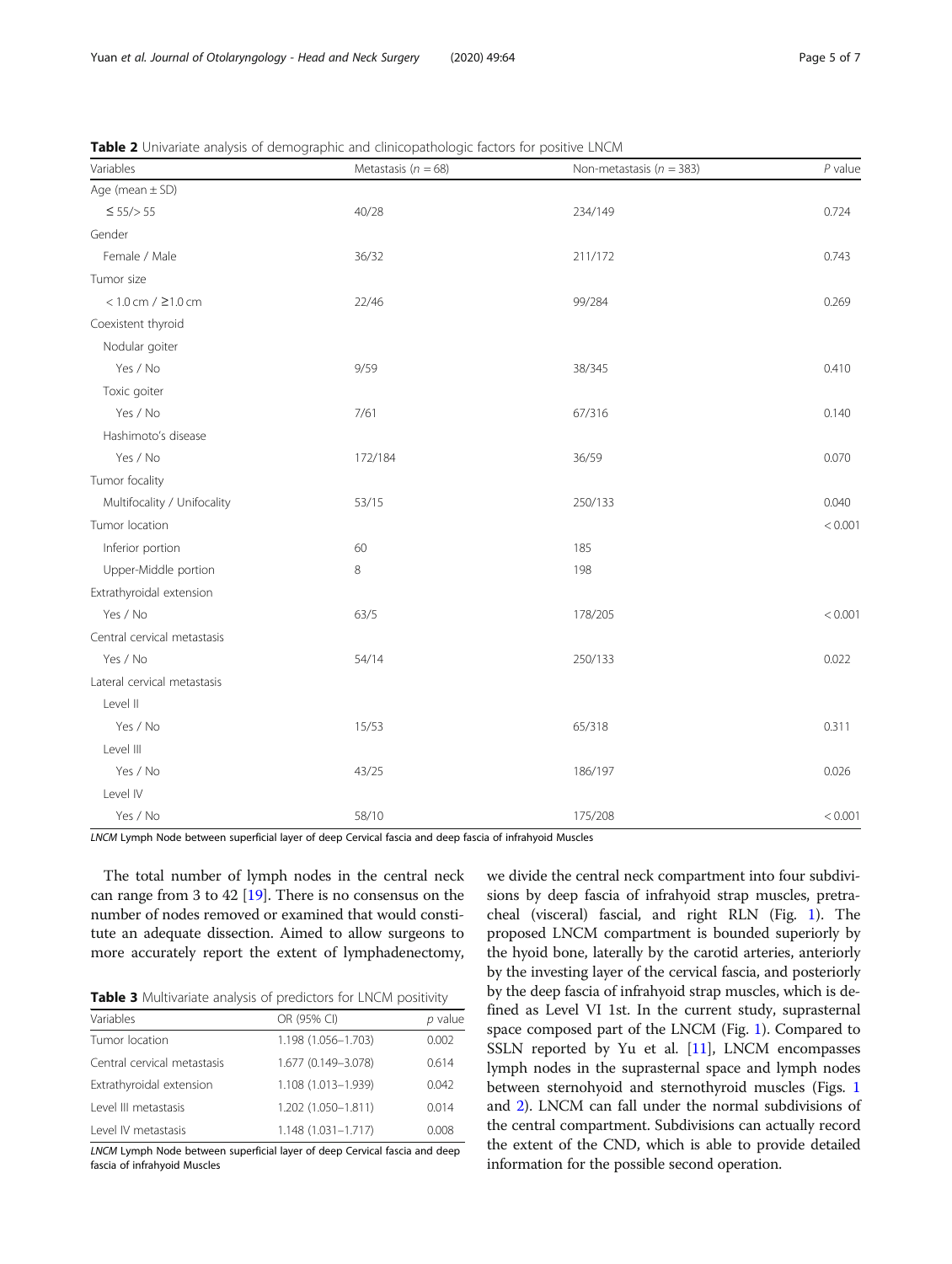**Table 2** Univariate analysis of demographic and clinicopathologic factors for positive LNCM

| Variables | Metastasis ($n = 68$) | Non-metastasis ($n = 383$) | $P$ value |
|---|---|---|---|
| Age (mean ± SD) | | | |
| ≤ 55/> 55 | 40/28 | 234/149 | 0.724 |
| Gender | | | |
| Female / Male | 36/32 | 211/172 | 0.743 |
| Tumor size | | | |
| < 1.0 cm / ≥1.0 cm | 22/46 | 99/284 | 0.269 |
| Coexistent thyroid | | | |
| Nodular goiter | | | |
| Yes / No | 9/59 | 38/345 | 0.410 |
| Toxic goiter | | | |
| Yes / No | 7/61 | 67/316 | 0.140 |
| Hashimoto's disease | | | |
| Yes / No | 172/184 | 36/59 | 0.070 |
| Tumor focality | | | |
| Multifocality / Unifocality | 53/15 | 250/133 | 0.040 |
| Tumor location | | | < 0.001 |
| Inferior portion | 60 | 185 | |
| Upper-Middle portion | 8 | 198 | |
| Extrathyroidal extension | | | |
| Yes / No | 63/5 | 178/205 | < 0.001 |
| Central cervical metastasis | | | |
| Yes / No | 54/14 | 250/133 | 0.022 |
| Lateral cervical metastasis | | | |
| Level II | | | |
| Yes / No | 15/53 | 65/318 | 0.311 |
| Level III | | | |
| Yes / No | 43/25 | 186/197 | 0.026 |
| Level IV | | | |
| Yes / No | 58/10 | 175/208 | < 0.001 |

*LNCM* Lymph Node between superficial layer of deep Cervical fascia and deep fascia of infrahyoid Muscles

The total number of lymph nodes in the central neck can range from 3 to 42 [19]. There is no consensus on the number of nodes removed or examined that would constitute an adequate dissection. Aimed to allow surgeons to more accurately report the extent of lymphadenectomy, we divide the central neck compartment into four subdivisions by deep fascia of infrahyoid strap muscles, pretracheal (visceral) fascial, and right RLN (Fig. 1). The proposed LNCM compartment is bounded superiorly by the hyoid bone, laterally by the carotid arteries, anteriorly by the investing layer of the cervical fascia, and posteriorly by the deep fascia of infrahyoid strap muscles, which is defined as Level VI 1st. In the current study, suprasternal space composed part of the LNCM (Fig. 1). Compared to SSLN reported by Yu et al. [11], LNCM encompasses lymph nodes in the suprasternal space and lymph nodes between sternohyoid and sternothyroid muscles (Figs. 1 and 2). LNCM can fall under the normal subdivisions of the central compartment. Subdivisions can actually record the extent of the CND, which is able to provide detailed information for the possible second operation.

**Table 3** Multivariate analysis of predictors for LNCM positivity

| Variables | OR (95% CI) | $p$ value |
|---|---|---|
| Tumor location | 1.198 (1.056–1.703) | 0.002 |
| Central cervical metastasis | 1.677 (0.149–3.078) | 0.614 |
| Extrathyroidal extension | 1.108 (1.013–1.939) | 0.042 |
| Level III metastasis | 1.202 (1.050–1.811) | 0.014 |
| Level IV metastasis | 1.148 (1.031–1.717) | 0.008 |

*LNCM* Lymph Node between superficial layer of deep Cervical fascia and deep fascia of infrahyoid Muscles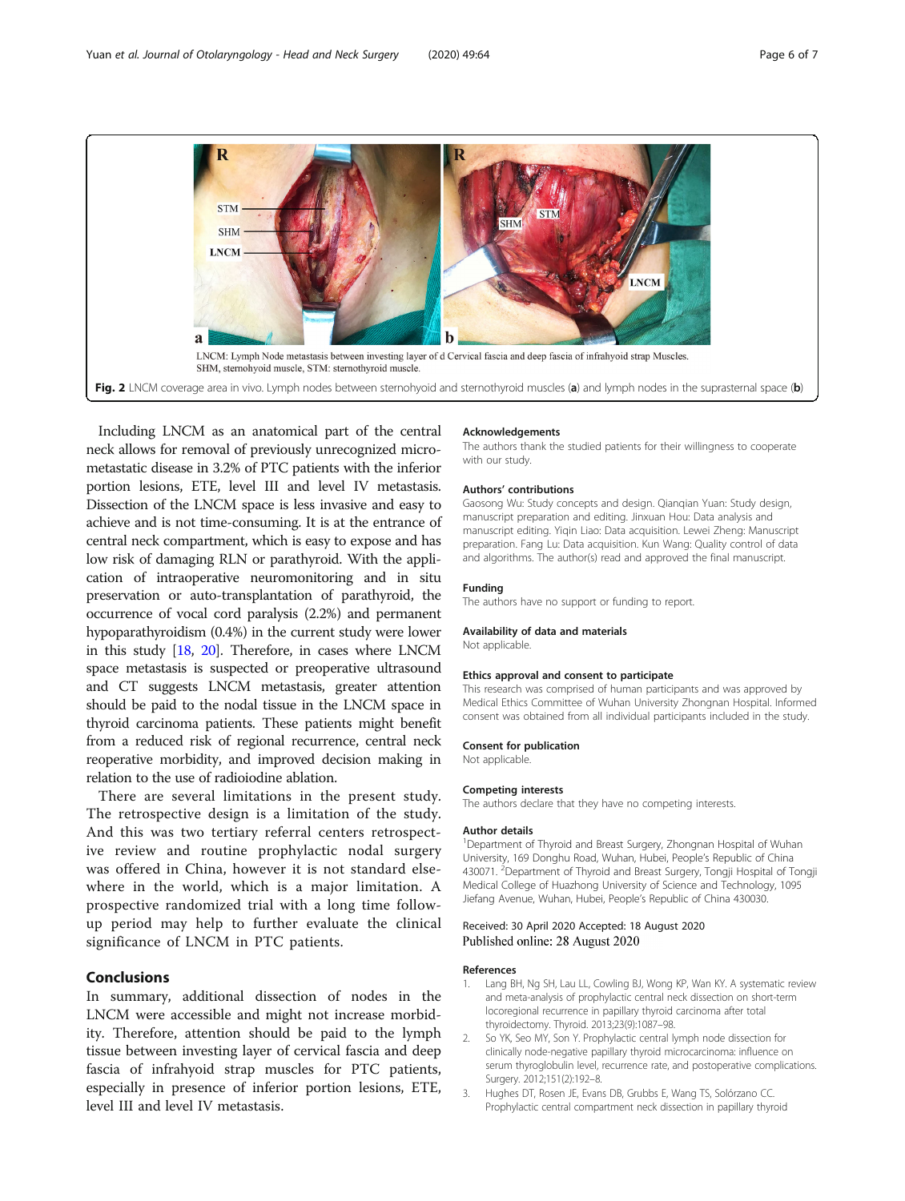LNCM: Lymph Node metastasis between investing layer of d Cervical fascia and deep fascia of infrahyoid strap Muscles.
SHM, sternohyoid muscle, STM: sternothyroid muscle.

**Fig. 2** LNCM coverage area in vivo. Lymph nodes between sternohyoid and sternothyroid muscles (**a**) and lymph nodes in the suprasternal space (**b**)

Including LNCM as an anatomical part of the central neck allows for removal of previously unrecognized micrometastatic disease in 3.2% of PTC patients with the inferior portion lesions, ETE, level III and level IV metastasis. Dissection of the LNCM space is less invasive and easy to achieve and is not time-consuming. It is at the entrance of central neck compartment, which is easy to expose and has low risk of damaging RLN or parathyroid. With the application of intraoperative neuromonitoring and in situ preservation or auto-transplantation of parathyroid, the occurrence of vocal cord paralysis (2.2%) and permanent hypoparathyroidism (0.4%) in the current study were lower in this study [18, 20]. Therefore, in cases where LNCM space metastasis is suspected or preoperative ultrasound and CT suggests LNCM metastasis, greater attention should be paid to the nodal tissue in the LNCM space in thyroid carcinoma patients. These patients might benefit from a reduced risk of regional recurrence, central neck reoperative morbidity, and improved decision making in relation to the use of radioiodine ablation.

There are several limitations in the present study. The retrospective design is a limitation of the study. And this was two tertiary referral centers retrospective review and routine prophylactic nodal surgery was offered in China, however it is not standard elsewhere in the world, which is a major limitation. A prospective randomized trial with a long time follow-up period may help to further evaluate the clinical significance of LNCM in PTC patients.

## Conclusions

In summary, additional dissection of nodes in the LNCM were accessible and might not increase morbidity. Therefore, attention should be paid to the lymph tissue between investing layer of cervical fascia and deep fascia of infrahyoid strap muscles for PTC patients, especially in presence of inferior portion lesions, ETE, level III and level IV metastasis.

### Acknowledgements

The authors thank the studied patients for their willingness to cooperate with our study.

### Authors' contributions

Gaosong Wu: Study concepts and design. Qianqian Yuan: Study design, manuscript preparation and editing. Jinxuan Hou: Data analysis and manuscript editing. Yiqin Liao: Data acquisition. Lewei Zheng: Manuscript preparation. Fang Lu: Data acquisition. Kun Wang: Quality control of data and algorithms. The author(s) read and approved the final manuscript.

### Funding

The authors have no support or funding to report.

### Availability of data and materials

Not applicable.

### Ethics approval and consent to participate

This research was comprised of human participants and was approved by Medical Ethics Committee of Wuhan University Zhongnan Hospital. Informed consent was obtained from all individual participants included in the study.

### Consent for publication

Not applicable.

### Competing interests

The authors declare that they have no competing interests.

### Author details

[1]Department of Thyroid and Breast Surgery, Zhongnan Hospital of Wuhan University, 169 Donghu Road, Wuhan, Hubei, People's Republic of China 430071. [2]Department of Thyroid and Breast Surgery, Tongji Hospital of Tongji Medical College of Huazhong University of Science and Technology, 1095 Jiefang Avenue, Wuhan, Hubei, People's Republic of China 430030.

Received: 30 April 2020 Accepted: 18 August 2020
Published online: 28 August 2020

### References

1. Lang BH, Ng SH, Lau LL, Cowling BJ, Wong KP, Wan KY. A systematic review and meta-analysis of prophylactic central neck dissection on short-term locoregional recurrence in papillary thyroid carcinoma after total thyroidectomy. Thyroid. 2013;23(9):1087–98.
2. So YK, Seo MY, Son Y. Prophylactic central lymph node dissection for clinically node-negative papillary thyroid microcarcinoma: influence on serum thyroglobulin level, recurrence rate, and postoperative complications. Surgery. 2012;151(2):192–8.
3. Hughes DT, Rosen JE, Evans DB, Grubbs E, Wang TS, Solórzano CC. Prophylactic central compartment neck dissection in papillary thyroid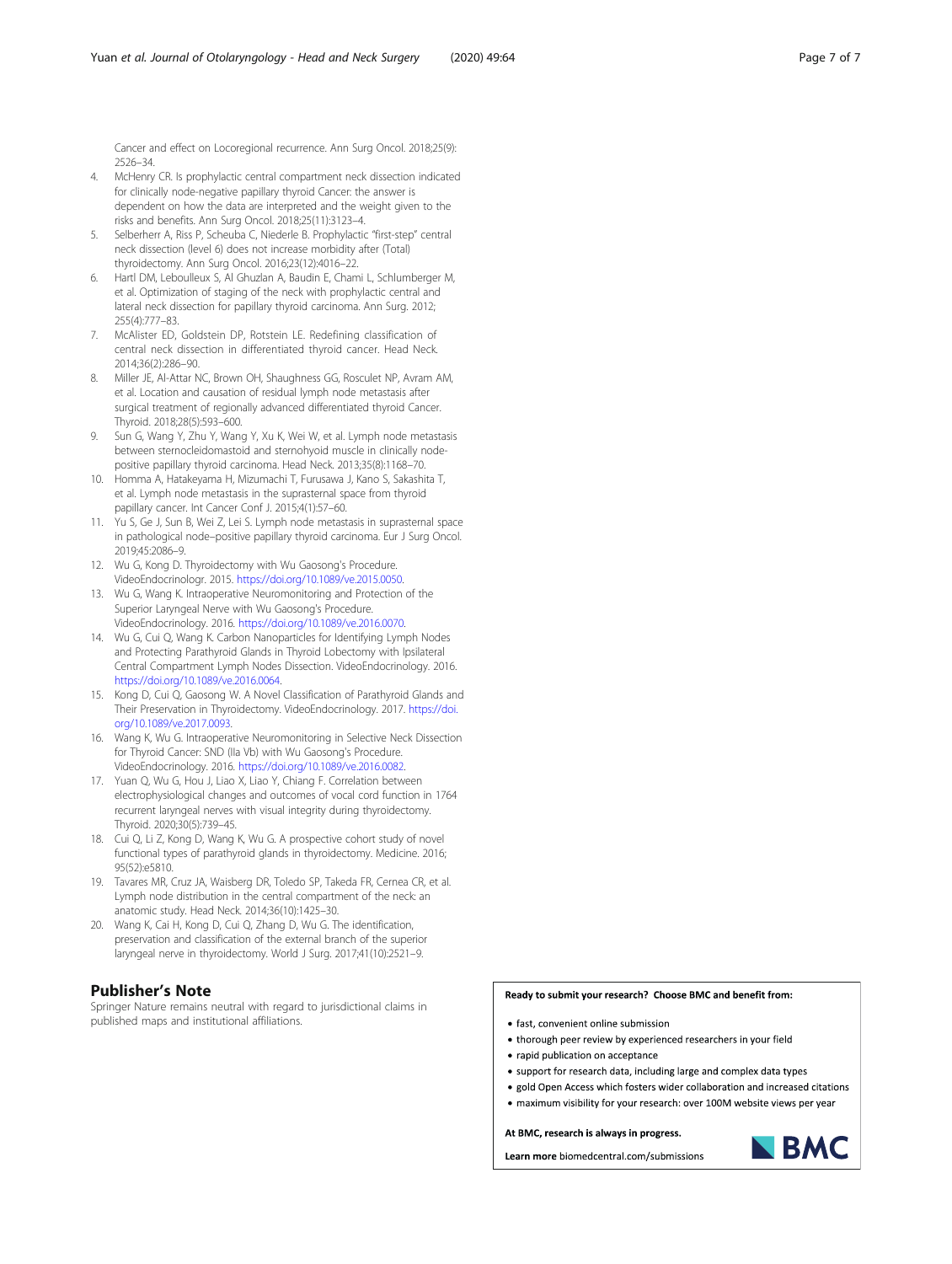Cancer and effect on Locoregional recurrence. Ann Surg Oncol. 2018;25(9): 2526–34.

4. McHenry CR. Is prophylactic central compartment neck dissection indicated for clinically node-negative papillary thyroid Cancer: the answer is dependent on how the data are interpreted and the weight given to the risks and benefits. Ann Surg Oncol. 2018;25(11):3123–4.
5. Selberherr A, Riss P, Scheuba C, Niederle B. Prophylactic "first-step" central neck dissection (level 6) does not increase morbidity after (Total) thyroidectomy. Ann Surg Oncol. 2016;23(12):4016–22.
6. Hartl DM, Leboulleux S, Al Ghuzlan A, Baudin E, Chami L, Schlumberger M, et al. Optimization of staging of the neck with prophylactic central and lateral neck dissection for papillary thyroid carcinoma. Ann Surg. 2012; 255(4):777–83.
7. McAlister ED, Goldstein DP, Rotstein LE. Redefining classification of central neck dissection in differentiated thyroid cancer. Head Neck. 2014;36(2):286–90.
8. Miller JE, Al-Attar NC, Brown OH, Shaughness GG, Rosculet NP, Avram AM, et al. Location and causation of residual lymph node metastasis after surgical treatment of regionally advanced differentiated thyroid Cancer. Thyroid. 2018;28(5):593–600.
9. Sun G, Wang Y, Zhu Y, Wang Y, Xu K, Wei W, et al. Lymph node metastasis between sternocleidomastoid and sternohyoid muscle in clinically node-positive papillary thyroid carcinoma. Head Neck. 2013;35(8):1168–70.
10. Homma A, Hatakeyama H, Mizumachi T, Furusawa J, Kano S, Sakashita T, et al. Lymph node metastasis in the suprasternal space from thyroid papillary cancer. Int Cancer Conf J. 2015;4(1):57–60.
11. Yu S, Ge J, Sun B, Wei Z, Lei S. Lymph node metastasis in suprasternal space in pathological node–positive papillary thyroid carcinoma. Eur J Surg Oncol. 2019;45:2086–9.
12. Wu G, Kong D. Thyroidectomy with Wu Gaosong's Procedure. VideoEndocrinologr. 2015. https://doi.org/10.1089/ve.2015.0050.
13. Wu G, Wang K. Intraoperative Neuromonitoring and Protection of the Superior Laryngeal Nerve with Wu Gaosong's Procedure. VideoEndocrinology. 2016. https://doi.org/10.1089/ve.2016.0070.
14. Wu G, Cui Q, Wang K. Carbon Nanoparticles for Identifying Lymph Nodes and Protecting Parathyroid Glands in Thyroid Lobectomy with Ipsilateral Central Compartment Lymph Nodes Dissection. VideoEndocrinology. 2016. https://doi.org/10.1089/ve.2016.0064.
15. Kong D, Cui Q, Gaosong W. A Novel Classification of Parathyroid Glands and Their Preservation in Thyroidectomy. VideoEndocrinology. 2017. https://doi.org/10.1089/ve.2017.0093.
16. Wang K, Wu G. Intraoperative Neuromonitoring in Selective Neck Dissection for Thyroid Cancer: SND (IIa Vb) with Wu Gaosong's Procedure. VideoEndocrinology. 2016. https://doi.org/10.1089/ve.2016.0082.
17. Yuan Q, Wu G, Hou J, Liao X, Liao Y, Chiang F. Correlation between electrophysiological changes and outcomes of vocal cord function in 1764 recurrent laryngeal nerves with visual integrity during thyroidectomy. Thyroid. 2020;30(5):739–45.
18. Cui Q, Li Z, Kong D, Wang K, Wu G. A prospective cohort study of novel functional types of parathyroid glands in thyroidectomy. Medicine. 2016; 95(52):e5810.
19. Tavares MR, Cruz JA, Waisberg DR, Toledo SP, Takeda FR, Cernea CR, et al. Lymph node distribution in the central compartment of the neck: an anatomic study. Head Neck. 2014;36(10):1425–30.
20. Wang K, Cai H, Kong D, Cui Q, Zhang D, Wu G. The identification, preservation and classification of the external branch of the superior laryngeal nerve in thyroidectomy. World J Surg. 2017;41(10):2521–9.

## Publisher's Note

Springer Nature remains neutral with regard to jurisdictional claims in published maps and institutional affiliations.

**Ready to submit your research? Choose BMC and benefit from:**

- fast, convenient online submission
- thorough peer review by experienced researchers in your field
- rapid publication on acceptance
- support for research data, including large and complex data types
- gold Open Access which fosters wider collaboration and increased citations
- maximum visibility for your research: over 100M website views per year

**At BMC, research is always in progress.**

**Learn more** biomedcentral.com/submissions

BMC